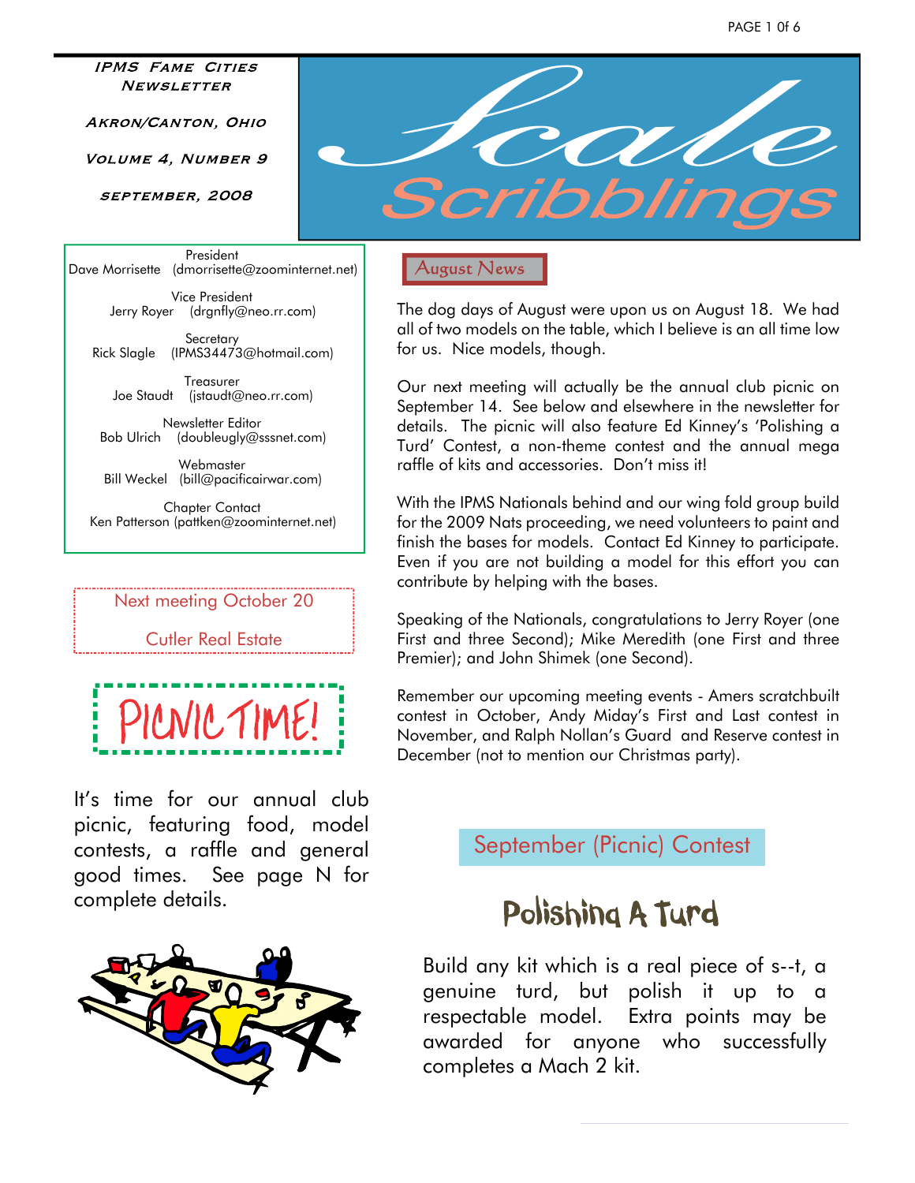**IPMS Fame Cities Newsletter**

**Akron/Canton, Ohio**

**Volume 4, Number 9**

**September, 2008**

# Scale Scribblings

President
Dave Morrisette (dmorrisette@zoominternet.net)

Vice President
Jerry Royer (drgnfly@neo.rr.com)

Secretary
Rick Slagle (IPMS34473@hotmail.com)

Treasurer
Joe Staudt (jstaudt@neo.rr.com)

Newsletter Editor
Bob Ulrich (doubleugly@sssnet.com)

Webmaster
Bill Weckel (bill@pacificairwar.com)

Chapter Contact
Ken Patterson (pattken@zoominternet.net)

Next meeting October 20

Cutler Real Estate

## PICNIC TIME!

It's time for our annual club picnic, featuring food, model contests, a raffle and general good times. See page N for complete details.

## August News

The dog days of August were upon us on August 18. We had all of two models on the table, which I believe is an all time low for us. Nice models, though.

Our next meeting will actually be the annual club picnic on September 14. See below and elsewhere in the newsletter for details. The picnic will also feature Ed Kinney's 'Polishing a Turd' Contest, a non-theme contest and the annual mega raffle of kits and accessories. Don't miss it!

With the IPMS Nationals behind and our wing fold group build for the 2009 Nats proceeding, we need volunteers to paint and finish the bases for models. Contact Ed Kinney to participate. Even if you are not building a model for this effort you can contribute by helping with the bases.

Speaking of the Nationals, congratulations to Jerry Royer (one First and three Second); Mike Meredith (one First and three Premier); and John Shimek (one Second).

Remember our upcoming meeting events - Amers scratchbuilt contest in October, Andy Miday's First and Last contest in November, and Ralph Nollan's Guard and Reserve contest in December (not to mention our Christmas party).

## September (Picnic) Contest

### Polishing A Turd

Build any kit which is a real piece of s--t, a genuine turd, but polish it up to a respectable model. Extra points may be awarded for anyone who successfully completes a Mach 2 kit.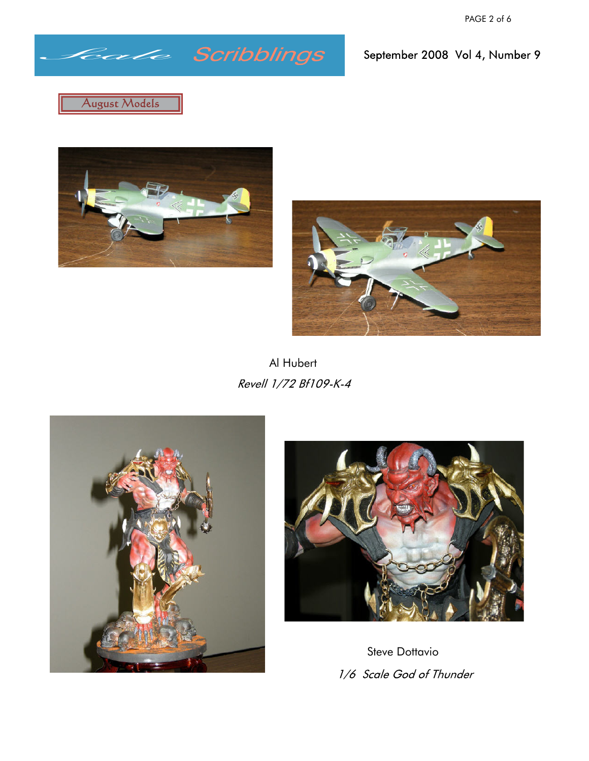## August Models

Al Hubert

*Revell 1/72 Bf109-K-4*

Steve Dottavio

*1/6 Scale God of Thunder*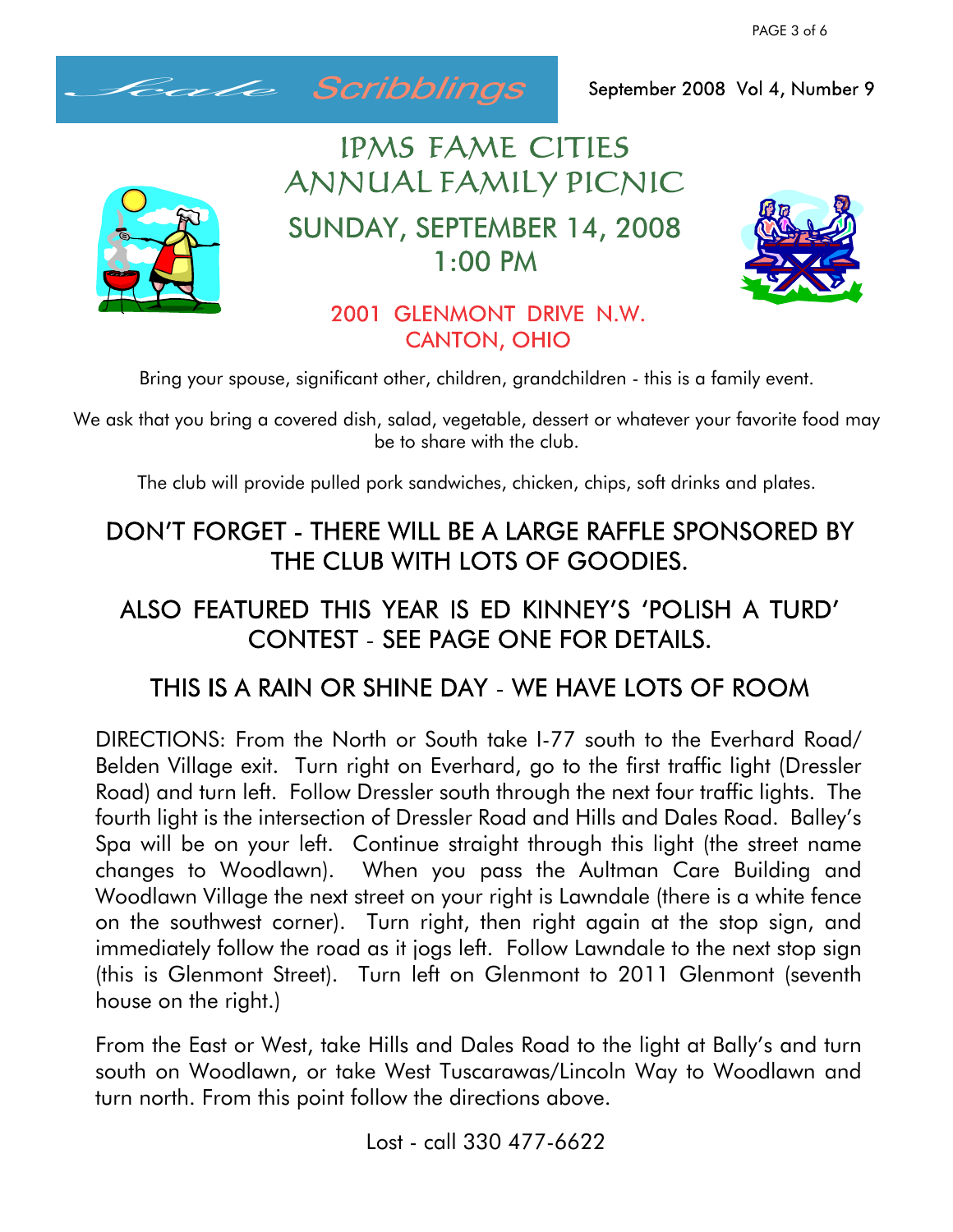# IPMS FAME CITIES ANNUAL FAMILY PICNIC

## SUNDAY, SEPTEMBER 14, 2008
## 1:00 PM

### 2001 GLENMONT DRIVE N.W.
### CANTON, OHIO

Bring your spouse, significant other, children, grandchildren - this is a family event.

We ask that you bring a covered dish, salad, vegetable, dessert or whatever your favorite food may be to share with the club.

The club will provide pulled pork sandwiches, chicken, chips, soft drinks and plates.

## DON'T FORGET - THERE WILL BE A LARGE RAFFLE SPONSORED BY THE CLUB WITH LOTS OF GOODIES.

## ALSO FEATURED THIS YEAR IS ED KINNEY'S 'POLISH A TURD' CONTEST - SEE PAGE ONE FOR DETAILS.

## THIS IS A RAIN OR SHINE DAY - WE HAVE LOTS OF ROOM

DIRECTIONS: From the North or South take I-77 south to the Everhard Road/ Belden Village exit. Turn right on Everhard, go to the first traffic light (Dressler Road) and turn left. Follow Dressler south through the next four traffic lights. The fourth light is the intersection of Dressler Road and Hills and Dales Road. Balley's Spa will be on your left. Continue straight through this light (the street name changes to Woodlawn). When you pass the Aultman Care Building and Woodlawn Village the next street on your right is Lawndale (there is a white fence on the southwest corner). Turn right, then right again at the stop sign, and immediately follow the road as it jogs left. Follow Lawndale to the next stop sign (this is Glenmont Street). Turn left on Glenmont to 2011 Glenmont (seventh house on the right.)

From the East or West, take Hills and Dales Road to the light at Bally's and turn south on Woodlawn, or take West Tuscarawas/Lincoln Way to Woodlawn and turn north. From this point follow the directions above.

Lost - call 330 477-6622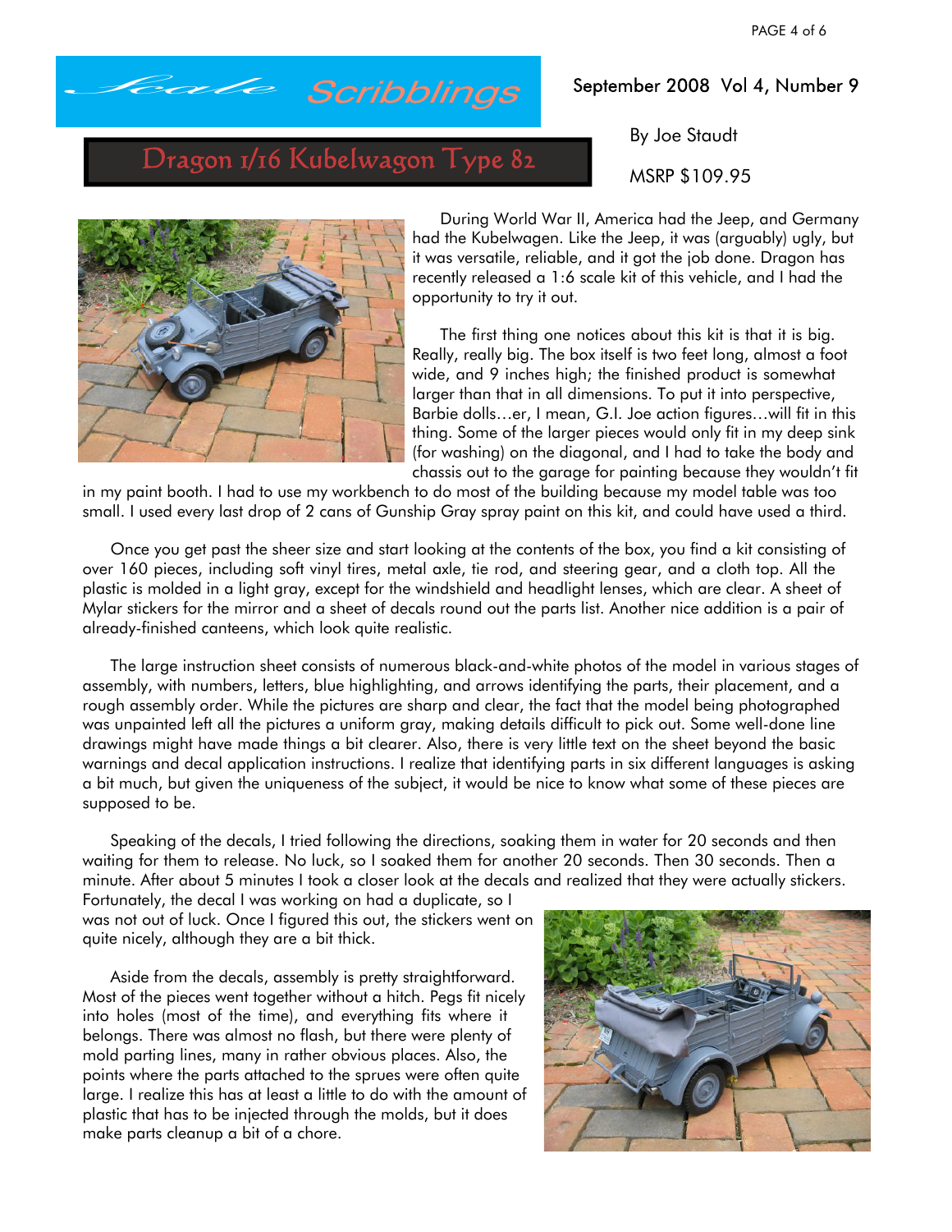# Scale Scribblings

September 2008 Vol 4, Number 9

## Dragon 1/16 Kubelwagon Type 82

By Joe Staudt

MSRP $109.95

During World War II, America had the Jeep, and Germany had the Kubelwagen. Like the Jeep, it was (arguably) ugly, but it was versatile, reliable, and it got the job done. Dragon has recently released a 1:6 scale kit of this vehicle, and I had the opportunity to try it out.

The first thing one notices about this kit is that it is big. Really, really big. The box itself is two feet long, almost a foot wide, and 9 inches high; the finished product is somewhat larger than that in all dimensions. To put it into perspective, Barbie dolls…er, I mean, G.I. Joe action figures…will fit in this thing. Some of the larger pieces would only fit in my deep sink (for washing) on the diagonal, and I had to take the body and chassis out to the garage for painting because they wouldn't fit in my paint booth. I had to use my workbench to do most of the building because my model table was too small. I used every last drop of 2 cans of Gunship Gray spray paint on this kit, and could have used a third.

Once you get past the sheer size and start looking at the contents of the box, you find a kit consisting of over 160 pieces, including soft vinyl tires, metal axle, tie rod, and steering gear, and a cloth top. All the plastic is molded in a light gray, except for the windshield and headlight lenses, which are clear. A sheet of Mylar stickers for the mirror and a sheet of decals round out the parts list. Another nice addition is a pair of already-finished canteens, which look quite realistic.

The large instruction sheet consists of numerous black-and-white photos of the model in various stages of assembly, with numbers, letters, blue highlighting, and arrows identifying the parts, their placement, and a rough assembly order. While the pictures are sharp and clear, the fact that the model being photographed was unpainted left all the pictures a uniform gray, making details difficult to pick out. Some well-done line drawings might have made things a bit clearer. Also, there is very little text on the sheet beyond the basic warnings and decal application instructions. I realize that identifying parts in six different languages is asking a bit much, but given the uniqueness of the subject, it would be nice to know what some of these pieces are supposed to be.

Speaking of the decals, I tried following the directions, soaking them in water for 20 seconds and then waiting for them to release. No luck, so I soaked them for another 20 seconds. Then 30 seconds. Then a minute. After about 5 minutes I took a closer look at the decals and realized that they were actually stickers. Fortunately, the decal I was working on had a duplicate, so I was not out of luck. Once I figured this out, the stickers went on quite nicely, although they are a bit thick.

Aside from the decals, assembly is pretty straightforward. Most of the pieces went together without a hitch. Pegs fit nicely into holes (most of the time), and everything fits where it belongs. There was almost no flash, but there were plenty of mold parting lines, many in rather obvious places. Also, the points where the parts attached to the sprues were often quite large. I realize this has at least a little to do with the amount of plastic that has to be injected through the molds, but it does make parts cleanup a bit of a chore.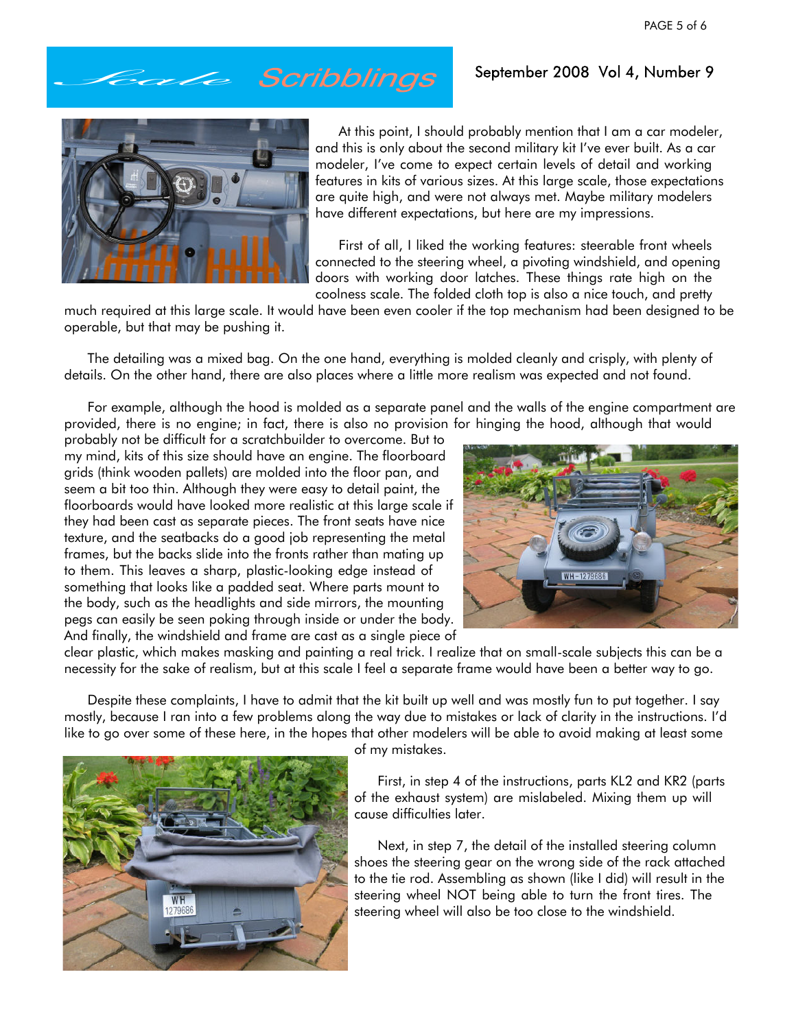At this point, I should probably mention that I am a car modeler, and this is only about the second military kit I've ever built. As a car modeler, I've come to expect certain levels of detail and working features in kits of various sizes. At this large scale, those expectations are quite high, and were not always met. Maybe military modelers have different expectations, but here are my impressions.

First of all, I liked the working features: steerable front wheels connected to the steering wheel, a pivoting windshield, and opening doors with working door latches. These things rate high on the coolness scale. The folded cloth top is also a nice touch, and pretty much required at this large scale. It would have been even cooler if the top mechanism had been designed to be operable, but that may be pushing it.

The detailing was a mixed bag. On the one hand, everything is molded cleanly and crisply, with plenty of details. On the other hand, there are also places where a little more realism was expected and not found.

For example, although the hood is molded as a separate panel and the walls of the engine compartment are provided, there is no engine; in fact, there is also no provision for hinging the hood, although that would probably not be difficult for a scratchbuilder to overcome. But to my mind, kits of this size should have an engine. The floorboard grids (think wooden pallets) are molded into the floor pan, and seem a bit too thin. Although they were easy to detail paint, the floorboards would have looked more realistic at this large scale if they had been cast as separate pieces. The front seats have nice texture, and the seatbacks do a good job representing the metal frames, but the backs slide into the fronts rather than mating up to them. This leaves a sharp, plastic-looking edge instead of something that looks like a padded seat. Where parts mount to the body, such as the headlights and side mirrors, the mounting pegs can easily be seen poking through inside or under the body. And finally, the windshield and frame are cast as a single piece of clear plastic, which makes masking and painting a real trick. I realize that on small-scale subjects this can be a necessity for the sake of realism, but at this scale I feel a separate frame would have been a better way to go.

Despite these complaints, I have to admit that the kit built up well and was mostly fun to put together. I say mostly, because I ran into a few problems along the way due to mistakes or lack of clarity in the instructions. I'd like to go over some of these here, in the hopes that other modelers will be able to avoid making at least some of my mistakes.

First, in step 4 of the instructions, parts KL2 and KR2 (parts of the exhaust system) are mislabeled. Mixing them up will cause difficulties later.

Next, in step 7, the detail of the installed steering column shoes the steering gear on the wrong side of the rack attached to the tie rod. Assembling as shown (like I did) will result in the steering wheel NOT being able to turn the front tires. The steering wheel will also be too close to the windshield.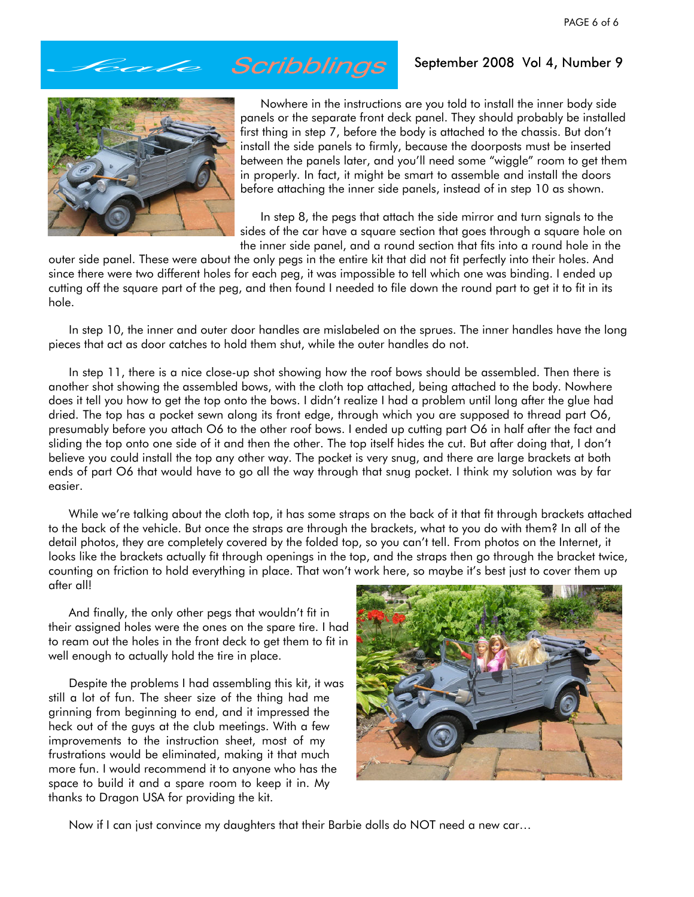Nowhere in the instructions are you told to install the inner body side panels or the separate front deck panel. They should probably be installed first thing in step 7, before the body is attached to the chassis. But don't install the side panels to firmly, because the doorposts must be inserted between the panels later, and you'll need some "wiggle" room to get them in properly. In fact, it might be smart to assemble and install the doors before attaching the inner side panels, instead of in step 10 as shown.

In step 8, the pegs that attach the side mirror and turn signals to the sides of the car have a square section that goes through a square hole on the inner side panel, and a round section that fits into a round hole in the outer side panel. These were about the only pegs in the entire kit that did not fit perfectly into their holes. And since there were two different holes for each peg, it was impossible to tell which one was binding. I ended up cutting off the square part of the peg, and then found I needed to file down the round part to get it to fit in its hole.

In step 10, the inner and outer door handles are mislabeled on the sprues. The inner handles have the long pieces that act as door catches to hold them shut, while the outer handles do not.

In step 11, there is a nice close-up shot showing how the roof bows should be assembled. Then there is another shot showing the assembled bows, with the cloth top attached, being attached to the body. Nowhere does it tell you how to get the top onto the bows. I didn't realize I had a problem until long after the glue had dried. The top has a pocket sewn along its front edge, through which you are supposed to thread part O6, presumably before you attach O6 to the other roof bows. I ended up cutting part O6 in half after the fact and sliding the top onto one side of it and then the other. The top itself hides the cut. But after doing that, I don't believe you could install the top any other way. The pocket is very snug, and there are large brackets at both ends of part O6 that would have to go all the way through that snug pocket. I think my solution was by far easier.

While we're talking about the cloth top, it has some straps on the back of it that fit through brackets attached to the back of the vehicle. But once the straps are through the brackets, what to you do with them? In all of the detail photos, they are completely covered by the folded top, so you can't tell. From photos on the Internet, it looks like the brackets actually fit through openings in the top, and the straps then go through the bracket twice, counting on friction to hold everything in place. That won't work here, so maybe it's best just to cover them up after all!

And finally, the only other pegs that wouldn't fit in their assigned holes were the ones on the spare tire. I had to ream out the holes in the front deck to get them to fit in well enough to actually hold the tire in place.

Despite the problems I had assembling this kit, it was still a lot of fun. The sheer size of the thing had me grinning from beginning to end, and it impressed the heck out of the guys at the club meetings. With a few improvements to the instruction sheet, most of my frustrations would be eliminated, making it that much more fun. I would recommend it to anyone who has the space to build it and a spare room to keep it in. My thanks to Dragon USA for providing the kit.

Now if I can just convince my daughters that their Barbie dolls do NOT need a new car…